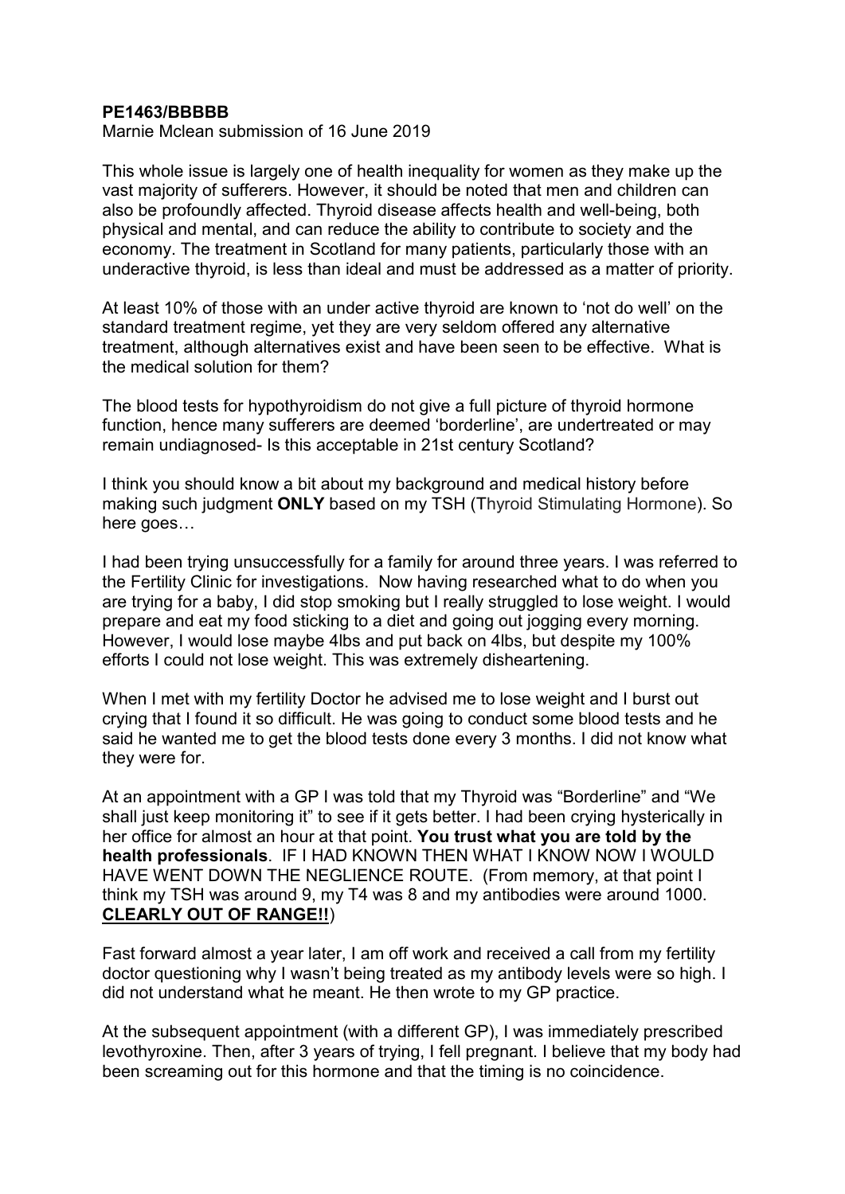**PE1463/BBBBB**

Marnie Mclean submission of 16 June 2019

This whole issue is largely one of health inequality for women as they make up the vast majority of sufferers. However, it should be noted that men and children can also be profoundly affected. Thyroid disease affects health and well-being, both physical and mental, and can reduce the ability to contribute to society and the economy. The treatment in Scotland for many patients, particularly those with an underactive thyroid, is less than ideal and must be addressed as a matter of priority.

At least 10% of those with an under active thyroid are known to 'not do well' on the standard treatment regime, yet they are very seldom offered any alternative treatment, although alternatives exist and have been seen to be effective. What is the medical solution for them?

The blood tests for hypothyroidism do not give a full picture of thyroid hormone function, hence many sufferers are deemed 'borderline', are undertreated or may remain undiagnosed- Is this acceptable in 21st century Scotland?

I think you should know a bit about my background and medical history before making such judgment **ONLY** based on my TSH (Thyroid Stimulating Hormone). So here goes…

I had been trying unsuccessfully for a family for around three years. I was referred to the Fertility Clinic for investigations. Now having researched what to do when you are trying for a baby, I did stop smoking but I really struggled to lose weight. I would prepare and eat my food sticking to a diet and going out jogging every morning. However, I would lose maybe 4lbs and put back on 4lbs, but despite my 100% efforts I could not lose weight. This was extremely disheartening.

When I met with my fertility Doctor he advised me to lose weight and I burst out crying that I found it so difficult. He was going to conduct some blood tests and he said he wanted me to get the blood tests done every 3 months. I did not know what they were for.

At an appointment with a GP I was told that my Thyroid was "Borderline" and "We shall just keep monitoring it" to see if it gets better. I had been crying hysterically in her office for almost an hour at that point. **You trust what you are told by the health professionals**. IF I HAD KNOWN THEN WHAT I KNOW NOW I WOULD HAVE WENT DOWN THE NEGLIENCE ROUTE. (From memory, at that point I think my TSH was around 9, my T4 was 8 and my antibodies were around 1000. **CLEARLY OUT OF RANGE!!**)

Fast forward almost a year later, I am off work and received a call from my fertility doctor questioning why I wasn't being treated as my antibody levels were so high. I did not understand what he meant. He then wrote to my GP practice.

At the subsequent appointment (with a different GP), I was immediately prescribed levothyroxine. Then, after 3 years of trying, I fell pregnant. I believe that my body had been screaming out for this hormone and that the timing is no coincidence.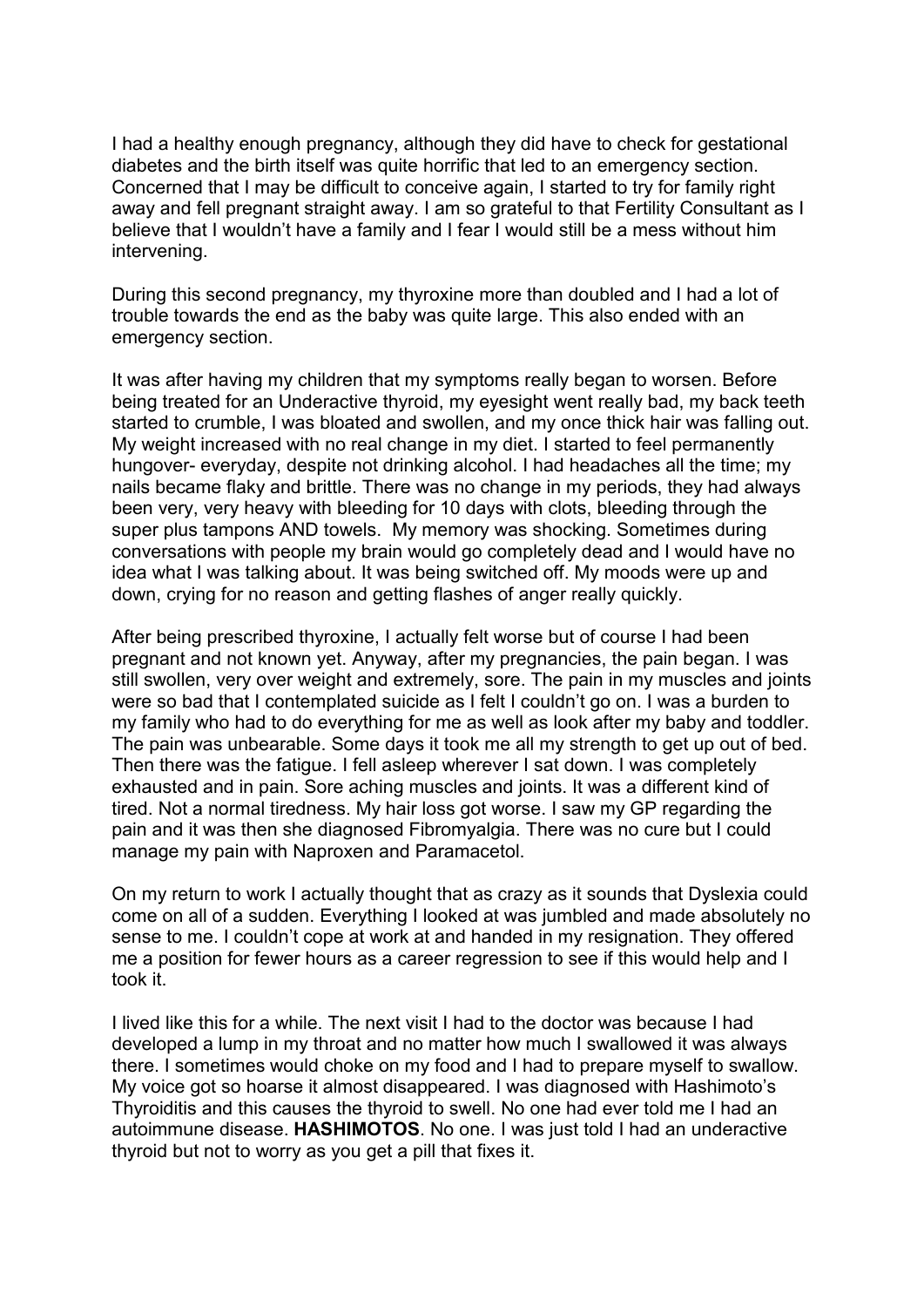I had a healthy enough pregnancy, although they did have to check for gestational diabetes and the birth itself was quite horrific that led to an emergency section. Concerned that I may be difficult to conceive again, I started to try for family right away and fell pregnant straight away. I am so grateful to that Fertility Consultant as I believe that I wouldn't have a family and I fear I would still be a mess without him intervening.

During this second pregnancy, my thyroxine more than doubled and I had a lot of trouble towards the end as the baby was quite large. This also ended with an emergency section.

It was after having my children that my symptoms really began to worsen. Before being treated for an Underactive thyroid, my eyesight went really bad, my back teeth started to crumble, I was bloated and swollen, and my once thick hair was falling out. My weight increased with no real change in my diet. I started to feel permanently hungover- everyday, despite not drinking alcohol. I had headaches all the time; my nails became flaky and brittle. There was no change in my periods, they had always been very, very heavy with bleeding for 10 days with clots, bleeding through the super plus tampons AND towels. My memory was shocking. Sometimes during conversations with people my brain would go completely dead and I would have no idea what I was talking about. It was being switched off. My moods were up and down, crying for no reason and getting flashes of anger really quickly.

After being prescribed thyroxine, I actually felt worse but of course I had been pregnant and not known yet. Anyway, after my pregnancies, the pain began. I was still swollen, very over weight and extremely, sore. The pain in my muscles and joints were so bad that I contemplated suicide as I felt I couldn't go on. I was a burden to my family who had to do everything for me as well as look after my baby and toddler. The pain was unbearable. Some days it took me all my strength to get up out of bed. Then there was the fatigue. I fell asleep wherever I sat down. I was completely exhausted and in pain. Sore aching muscles and joints. It was a different kind of tired. Not a normal tiredness. My hair loss got worse. I saw my GP regarding the pain and it was then she diagnosed Fibromyalgia. There was no cure but I could manage my pain with Naproxen and Paramacetol.

On my return to work I actually thought that as crazy as it sounds that Dyslexia could come on all of a sudden. Everything I looked at was jumbled and made absolutely no sense to me. I couldn't cope at work at and handed in my resignation. They offered me a position for fewer hours as a career regression to see if this would help and I took it.

I lived like this for a while. The next visit I had to the doctor was because I had developed a lump in my throat and no matter how much I swallowed it was always there. I sometimes would choke on my food and I had to prepare myself to swallow. My voice got so hoarse it almost disappeared. I was diagnosed with Hashimoto's Thyroiditis and this causes the thyroid to swell. No one had ever told me I had an autoimmune disease. **HASHIMOTOS**. No one. I was just told I had an underactive thyroid but not to worry as you get a pill that fixes it.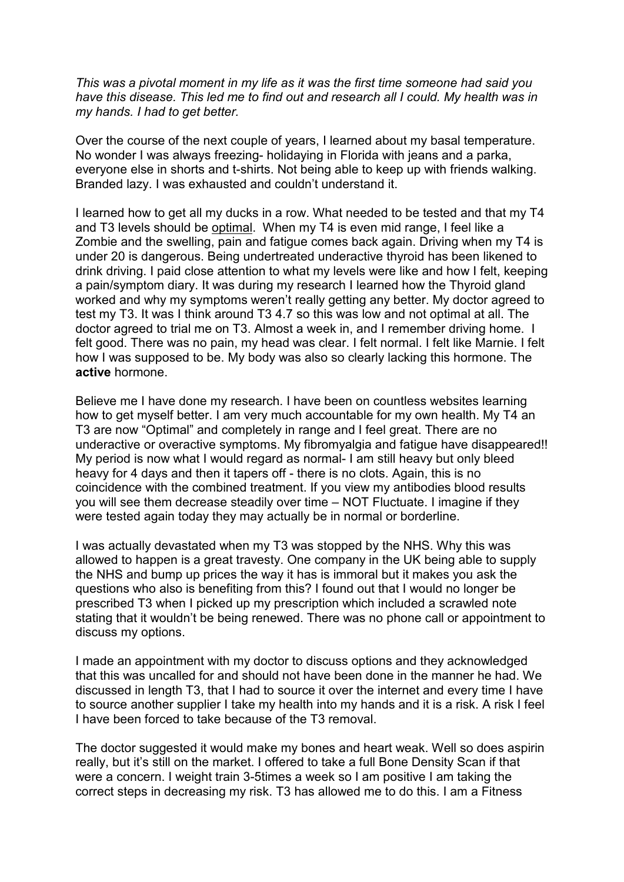*This was a pivotal moment in my life as it was the first time someone had said you have this disease. This led me to find out and research all I could. My health was in my hands. I had to get better.*

Over the course of the next couple of years, I learned about my basal temperature. No wonder I was always freezing- holidaying in Florida with jeans and a parka, everyone else in shorts and t-shirts. Not being able to keep up with friends walking. Branded lazy. I was exhausted and couldn't understand it.

I learned how to get all my ducks in a row. What needed to be tested and that my T4 and T3 levels should be <u>optimal</u>. When my T4 is even mid range, I feel like a Zombie and the swelling, pain and fatigue comes back again. Driving when my T4 is under 20 is dangerous. Being undertreated underactive thyroid has been likened to drink driving. I paid close attention to what my levels were like and how I felt, keeping a pain/symptom diary. It was during my research I learned how the Thyroid gland worked and why my symptoms weren't really getting any better. My doctor agreed to test my T3. It was I think around T3 4.7 so this was low and not optimal at all. The doctor agreed to trial me on T3. Almost a week in, and I remember driving home. I felt good. There was no pain, my head was clear. I felt normal. I felt like Marnie. I felt how I was supposed to be. My body was also so clearly lacking this hormone. The **active** hormone.

Believe me I have done my research. I have been on countless websites learning how to get myself better. I am very much accountable for my own health. My T4 an T3 are now "Optimal" and completely in range and I feel great. There are no underactive or overactive symptoms. My fibromyalgia and fatigue have disappeared!! My period is now what I would regard as normal- I am still heavy but only bleed heavy for 4 days and then it tapers off - there is no clots. Again, this is no coincidence with the combined treatment. If you view my antibodies blood results you will see them decrease steadily over time – NOT Fluctuate. I imagine if they were tested again today they may actually be in normal or borderline.

I was actually devastated when my T3 was stopped by the NHS. Why this was allowed to happen is a great travesty. One company in the UK being able to supply the NHS and bump up prices the way it has is immoral but it makes you ask the questions who also is benefiting from this? I found out that I would no longer be prescribed T3 when I picked up my prescription which included a scrawled note stating that it wouldn't be being renewed. There was no phone call or appointment to discuss my options.

I made an appointment with my doctor to discuss options and they acknowledged that this was uncalled for and should not have been done in the manner he had. We discussed in length T3, that I had to source it over the internet and every time I have to source another supplier I take my health into my hands and it is a risk. A risk I feel I have been forced to take because of the T3 removal.

The doctor suggested it would make my bones and heart weak. Well so does aspirin really, but it's still on the market. I offered to take a full Bone Density Scan if that were a concern. I weight train 3-5times a week so I am positive I am taking the correct steps in decreasing my risk. T3 has allowed me to do this. I am a Fitness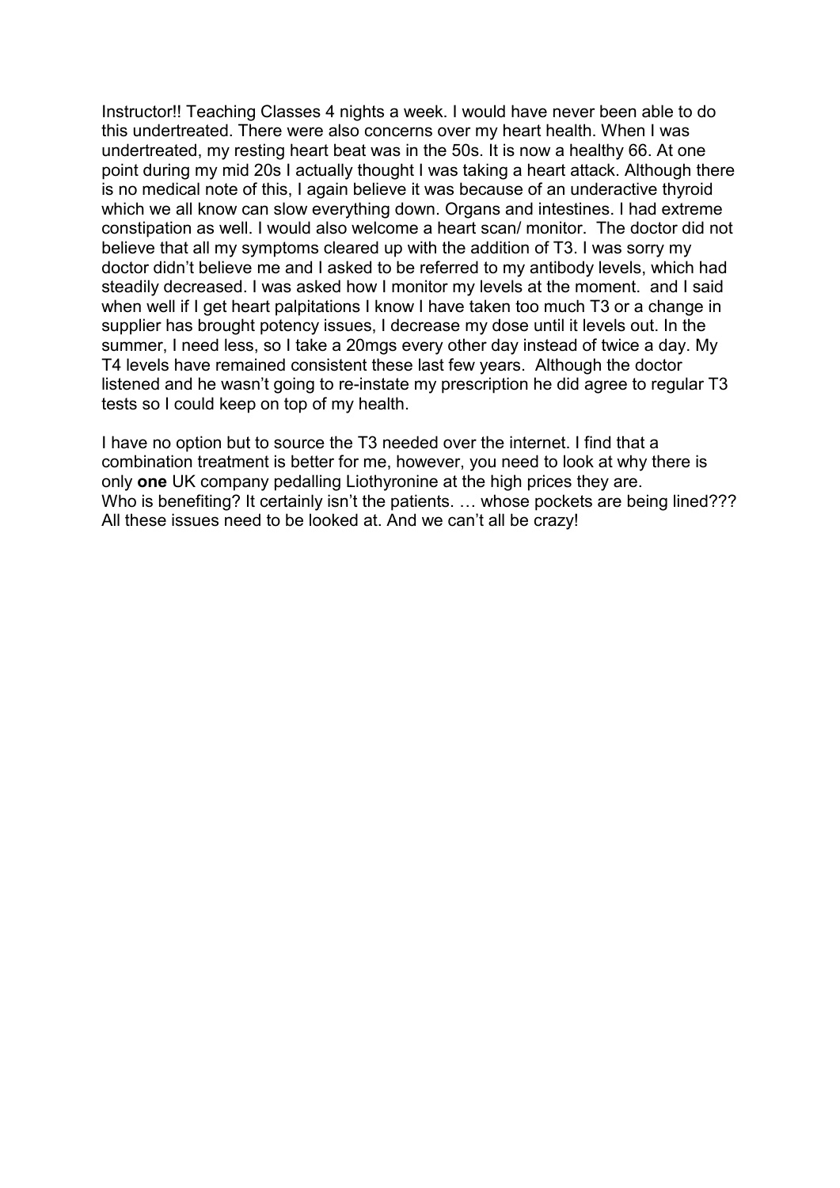Instructor!! Teaching Classes 4 nights a week. I would have never been able to do this undertreated. There were also concerns over my heart health. When I was undertreated, my resting heart beat was in the 50s. It is now a healthy 66. At one point during my mid 20s I actually thought I was taking a heart attack. Although there is no medical note of this, I again believe it was because of an underactive thyroid which we all know can slow everything down. Organs and intestines. I had extreme constipation as well. I would also welcome a heart scan/ monitor. The doctor did not believe that all my symptoms cleared up with the addition of T3. I was sorry my doctor didn't believe me and I asked to be referred to my antibody levels, which had steadily decreased. I was asked how I monitor my levels at the moment. and I said when well if I get heart palpitations I know I have taken too much T3 or a change in supplier has brought potency issues, I decrease my dose until it levels out. In the summer, I need less, so I take a 20mgs every other day instead of twice a day. My T4 levels have remained consistent these last few years. Although the doctor listened and he wasn't going to re-instate my prescription he did agree to regular T3 tests so I could keep on top of my health.

I have no option but to source the T3 needed over the internet. I find that a combination treatment is better for me, however, you need to look at why there is only **one** UK company pedalling Liothyronine at the high prices they are. Who is benefiting? It certainly isn't the patients. … whose pockets are being lined??? All these issues need to be looked at. And we can't all be crazy!